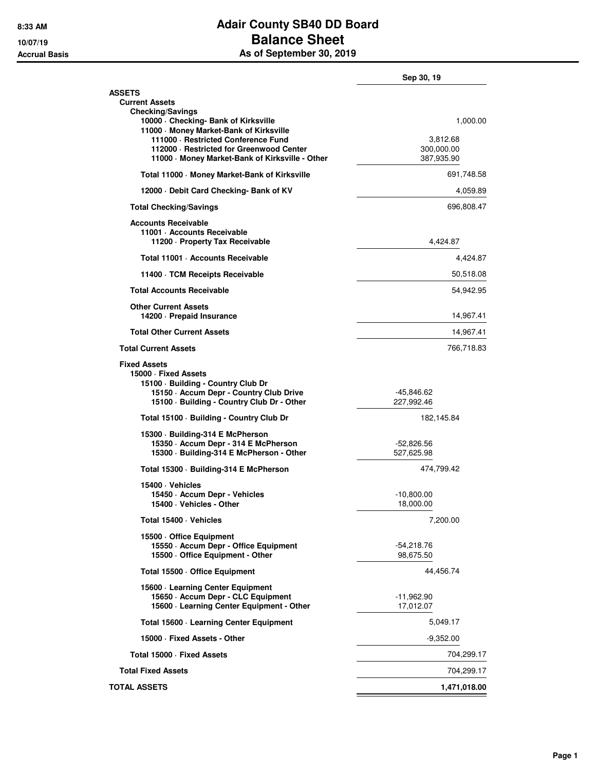8:33 AM
10/07/19
Accrual Basis

# Adair County SB40 DD Board
## Balance Sheet
### As of September 30, 2019

| | | Sep 30, 19 |
|---|---|---|
| **ASSETS** | | |
| **Current Assets** | | |
| **Checking/Savings** | | |
| 10000 · Checking- Bank of Kirksville | | 1,000.00 |
| 11000 · Money Market-Bank of Kirksville | | |
| 111000 · Restricted Conference Fund | 3,812.68 | |
| 112000 · Restricted for Greenwood Center | 300,000.00 | |
| 11000 · Money Market-Bank of Kirksville - Other | 387,935.90 | |
| **Total 11000 · Money Market-Bank of Kirksville** | | 691,748.58 |
| 12000 · Debit Card Checking- Bank of KV | | 4,059.89 |
| **Total Checking/Savings** | | 696,808.47 |
| **Accounts Receivable** | | |
| 11001 · Accounts Receivable | | |
| 11200 · Property Tax Receivable | 4,424.87 | |
| **Total 11001 · Accounts Receivable** | | 4,424.87 |
| 11400 · TCM Receipts Receivable | | 50,518.08 |
| **Total Accounts Receivable** | | 54,942.95 |
| **Other Current Assets** | | |
| 14200 · Prepaid Insurance | | 14,967.41 |
| **Total Other Current Assets** | | 14,967.41 |
| **Total Current Assets** | | 766,718.83 |
| **Fixed Assets** | | |
| 15000 · Fixed Assets | | |
| 15100 · Building - Country Club Dr | | |
| 15150 · Accum Depr - Country Club Drive | -45,846.62 | |
| 15100 · Building - Country Club Dr - Other | 227,992.46 | |
| **Total 15100 · Building - Country Club Dr** | 182,145.84 | |
| 15300 · Building-314 E McPherson | | |
| 15350 · Accum Depr - 314 E McPherson | -52,826.56 | |
| 15300 · Building-314 E McPherson - Other | 527,625.98 | |
| **Total 15300 · Building-314 E McPherson** | 474,799.42 | |
| 15400 · Vehicles | | |
| 15450 · Accum Depr - Vehicles | -10,800.00 | |
| 15400 · Vehicles - Other | 18,000.00 | |
| **Total 15400 · Vehicles** | 7,200.00 | |
| 15500 · Office Equipment | | |
| 15550 · Accum Depr - Office Equipment | -54,218.76 | |
| 15500 · Office Equipment - Other | 98,675.50 | |
| **Total 15500 · Office Equipment** | 44,456.74 | |
| 15600 · Learning Center Equipment | | |
| 15650 · Accum Depr - CLC Equipment | -11,962.90 | |
| 15600 · Learning Center Equipment - Other | 17,012.07 | |
| **Total 15600 · Learning Center Equipment** | 5,049.17 | |
| 15000 · Fixed Assets - Other | -9,352.00 | |
| **Total 15000 · Fixed Assets** | | 704,299.17 |
| **Total Fixed Assets** | | 704,299.17 |
| **TOTAL ASSETS** | | **1,471,018.00** |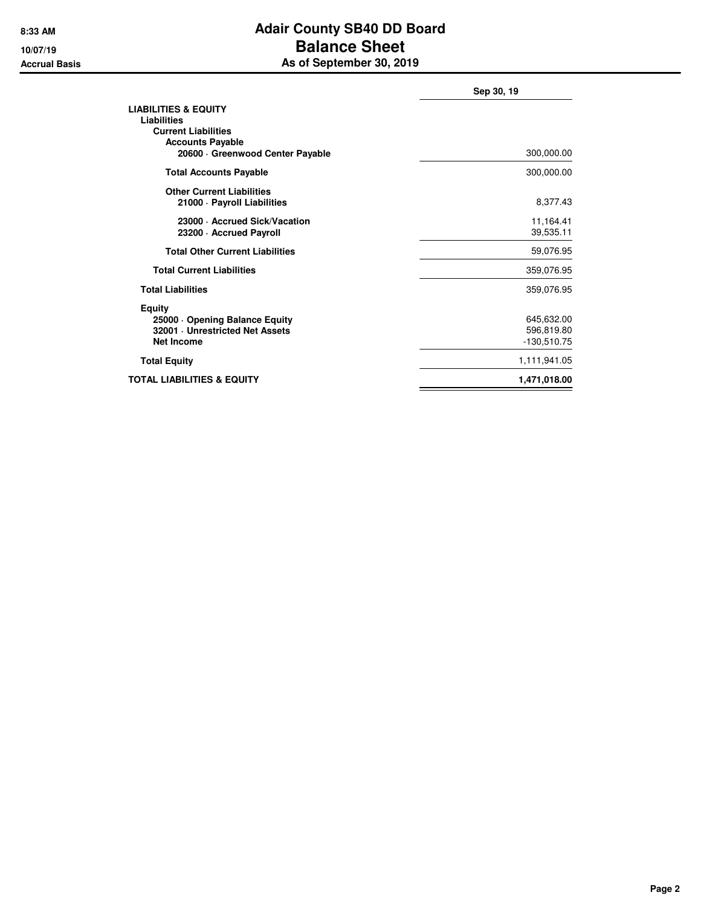# Adair County SB40 DD Board

## Balance Sheet

### As of September 30, 2019

8:33 AM
10/07/19
Accrual Basis

| | Sep 30, 19 |
|---|---|
| **LIABILITIES & EQUITY** | |
| **Liabilities** | |
| **Current Liabilities** | |
| **Accounts Payable** | |
| **20600 · Greenwood Center Payable** | 300,000.00 |
| **Total Accounts Payable** | 300,000.00 |
| **Other Current Liabilities** | |
| **21000 · Payroll Liabilities** | 8,377.43 |
| **23000 · Accrued Sick/Vacation** | 11,164.41 |
| **23200 · Accrued Payroll** | 39,535.11 |
| **Total Other Current Liabilities** | 59,076.95 |
| **Total Current Liabilities** | 359,076.95 |
| **Total Liabilities** | 359,076.95 |
| **Equity** | |
| **25000 · Opening Balance Equity** | 645,632.00 |
| **32001 · Unrestricted Net Assets** | 596,819.80 |
| **Net Income** | -130,510.75 |
| **Total Equity** | 1,111,941.05 |
| **TOTAL LIABILITIES & EQUITY** | **1,471,018.00** |